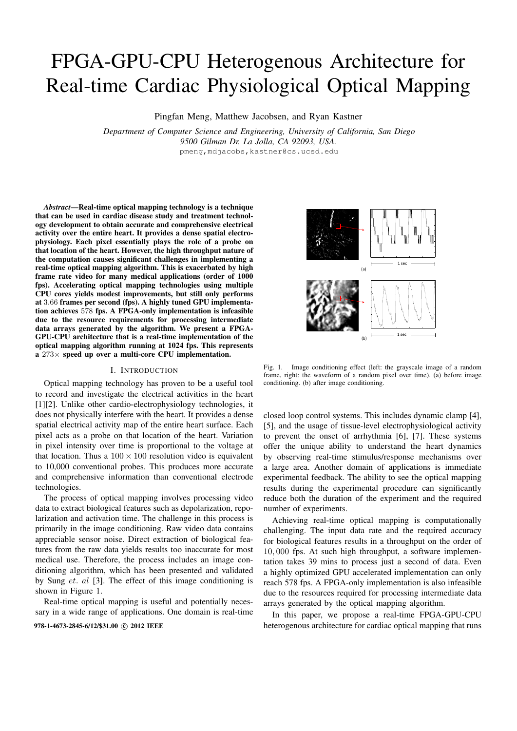# FPGA-GPU-CPU Heterogenous Architecture for Real-time Cardiac Physiological Optical Mapping

Pingfan Meng, Matthew Jacobsen, and Ryan Kastner

*Department of Computer Science and Engineering, University of California, San Diego*
*9500 Gilman Dr. La Jolla, CA 92093, USA.*
pmeng,mdjacobs,kastner@cs.ucsd.edu

***Abstract*—Real-time optical mapping technology is a technique that can be used in cardiac disease study and treatment technology development to obtain accurate and comprehensive electrical activity over the entire heart. It provides a dense spatial electrophysiology. Each pixel essentially plays the role of a probe on that location of the heart. However, the high throughput nature of the computation causes significant challenges in implementing a real-time optical mapping algorithm. This is exacerbated by high frame rate video for many medical applications (order of 1000 fps). Accelerating optical mapping technologies using multiple CPU cores yields modest improvements, but still only performs at $3.66$ frames per second (fps). A highly tuned GPU implementation achieves $578$ fps. A FPGA-only implementation is infeasible due to the resource requirements for processing intermediate data arrays generated by the algorithm. We present a FPGA-GPU-CPU architecture that is a real-time implementation of the optical mapping algorithm running at 1024 fps. This represents a $273\times$ speed up over a multi-core CPU implementation.**

Fig. 1. Image conditioning effect (left: the grayscale image of a random frame, right: the waveform of a random pixel over time). (a) before image conditioning. (b) after image conditioning.

## I. Introduction

Optical mapping technology has proven to be a useful tool to record and investigate the electrical activities in the heart [1][2]. Unlike other cardio-electrophysiology technologies, it does not physically interfere with the heart. It provides a dense spatial electrical activity map of the entire heart surface. Each pixel acts as a probe on that location of the heart. Variation in pixel intensity over time is proportional to the voltage at that location. Thus a $100 \times 100$ resolution video is equivalent to 10,000 conventional probes. This produces more accurate and comprehensive information than conventional electrode technologies.

The process of optical mapping involves processing video data to extract biological features such as depolarization, repolarization and activation time. The challenge in this process is primarily in the image conditioning. Raw video data contains appreciable sensor noise. Direct extraction of biological features from the raw data yields results too inaccurate for most medical use. Therefore, the process includes an image conditioning algorithm, which has been presented and validated by Sung $et.\ al$ [3]. The effect of this image conditioning is shown in Figure 1.

Real-time optical mapping is useful and potentially necessary in a wide range of applications. One domain is real-time closed loop control systems. This includes dynamic clamp [4], [5], and the usage of tissue-level electrophysiological activity to prevent the onset of arrhythmia [6], [7]. These systems offer the unique ability to understand the heart dynamics by observing real-time stimulus/response mechanisms over a large area. Another domain of applications is immediate experimental feedback. The ability to see the optical mapping results during the experimental procedure can significantly reduce both the duration of the experiment and the required number of experiments.

Achieving real-time optical mapping is computationally challenging. The input data rate and the required accuracy for biological features results in a throughput on the order of $10,000$ fps. At such high throughput, a software implementation takes 39 mins to process just a second of data. Even a highly optimized GPU accelerated implementation can only reach 578 fps. A FPGA-only implementation is also infeasible due to the resources required for processing intermediate data arrays generated by the optical mapping algorithm.

In this paper, we propose a real-time FPGA-GPU-CPU heterogenous architecture for cardiac optical mapping that runs

978-1-4673-2845-6/12/$31.00 © 2012 IEEE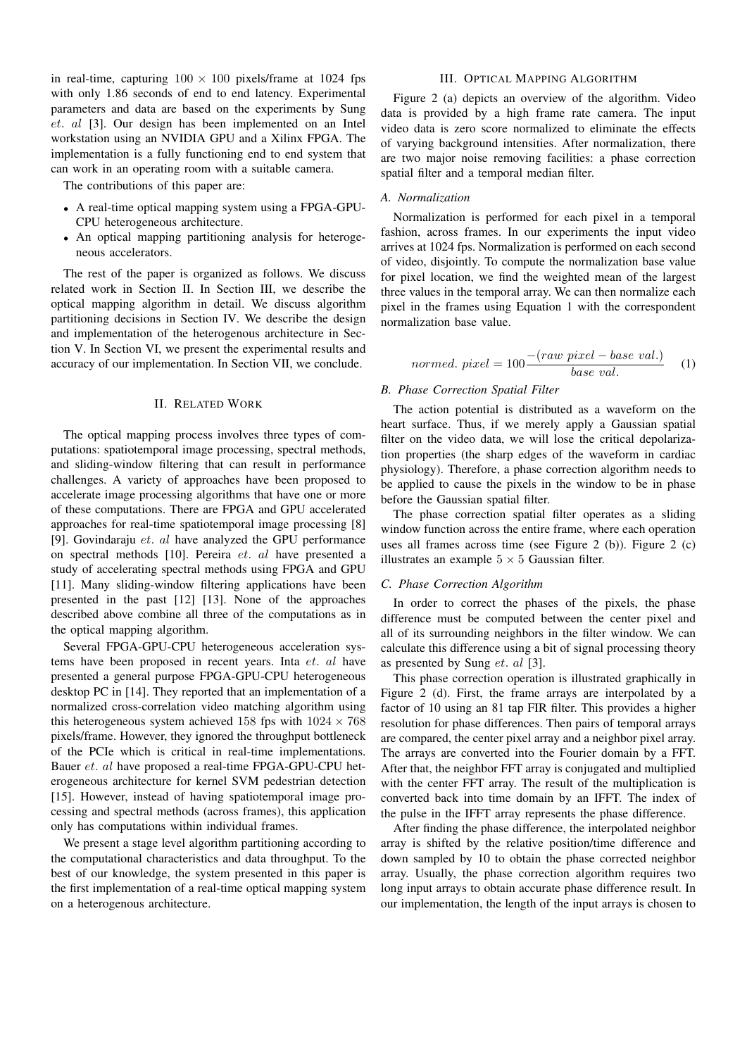in real-time, capturing $100 \times 100$ pixels/frame at 1024 fps with only 1.86 seconds of end to end latency. Experimental parameters and data are based on the experiments by Sung *et. al* [3]. Our design has been implemented on an Intel workstation using an NVIDIA GPU and a Xilinx FPGA. The implementation is a fully functioning end to end system that can work in an operating room with a suitable camera.

The contributions of this paper are:

- A real-time optical mapping system using a FPGA-GPU-CPU heterogeneous architecture.
- An optical mapping partitioning analysis for heterogeneous accelerators.

The rest of the paper is organized as follows. We discuss related work in Section II. In Section III, we describe the optical mapping algorithm in detail. We discuss algorithm partitioning decisions in Section IV. We describe the design and implementation of the heterogenous architecture in Section V. In Section VI, we present the experimental results and accuracy of our implementation. In Section VII, we conclude.

## II. Related Work

The optical mapping process involves three types of computations: spatiotemporal image processing, spectral methods, and sliding-window filtering that can result in performance challenges. A variety of approaches have been proposed to accelerate image processing algorithms that have one or more of these computations. There are FPGA and GPU accelerated approaches for real-time spatiotemporal image processing [8] [9]. Govindaraju *et. al* have analyzed the GPU performance on spectral methods [10]. Pereira *et. al* have presented a study of accelerating spectral methods using FPGA and GPU [11]. Many sliding-window filtering applications have been presented in the past [12] [13]. None of the approaches described above combine all three of the computations as in the optical mapping algorithm.

Several FPGA-GPU-CPU heterogeneous acceleration systems have been proposed in recent years. Inta *et. al* have presented a general purpose FPGA-GPU-CPU heterogeneous desktop PC in [14]. They reported that an implementation of a normalized cross-correlation video matching algorithm using this heterogeneous system achieved 158 fps with $1024 \times 768$ pixels/frame. However, they ignored the throughput bottleneck of the PCIe which is critical in real-time implementations. Bauer *et. al* have proposed a real-time FPGA-GPU-CPU heterogeneous architecture for kernel SVM pedestrian detection [15]. However, instead of having spatiotemporal image processing and spectral methods (across frames), this application only has computations within individual frames.

We present a stage level algorithm partitioning according to the computational characteristics and data throughput. To the best of our knowledge, the system presented in this paper is the first implementation of a real-time optical mapping system on a heterogenous architecture.

## III. Optical Mapping Algorithm

Figure 2 (a) depicts an overview of the algorithm. Video data is provided by a high frame rate camera. The input video data is zero score normalized to eliminate the effects of varying background intensities. After normalization, there are two major noise removing facilities: a phase correction spatial filter and a temporal median filter.

### A. Normalization

Normalization is performed for each pixel in a temporal fashion, across frames. In our experiments the input video arrives at 1024 fps. Normalization is performed on each second of video, disjointly. To compute the normalization base value for pixel location, we find the weighted mean of the largest three values in the temporal array. We can then normalize each pixel in the frames using Equation 1 with the correspondent normalization base value.

$$normed.\ pixel = 100\frac{-(raw\ pixel - base\ val.)}{base\ val.} \quad (1)$$

### B. Phase Correction Spatial Filter

The action potential is distributed as a waveform on the heart surface. Thus, if we merely apply a Gaussian spatial filter on the video data, we will lose the critical depolarization properties (the sharp edges of the waveform in cardiac physiology). Therefore, a phase correction algorithm needs to be applied to cause the pixels in the window to be in phase before the Gaussian spatial filter.

The phase correction spatial filter operates as a sliding window function across the entire frame, where each operation uses all frames across time (see Figure 2 (b)). Figure 2 (c) illustrates an example $5 \times 5$ Gaussian filter.

### C. Phase Correction Algorithm

In order to correct the phases of the pixels, the phase difference must be computed between the center pixel and all of its surrounding neighbors in the filter window. We can calculate this difference using a bit of signal processing theory as presented by Sung *et. al* [3].

This phase correction operation is illustrated graphically in Figure 2 (d). First, the frame arrays are interpolated by a factor of 10 using an 81 tap FIR filter. This provides a higher resolution for phase differences. Then pairs of temporal arrays are compared, the center pixel array and a neighbor pixel array. The arrays are converted into the Fourier domain by a FFT. After that, the neighbor FFT array is conjugated and multiplied with the center FFT array. The result of the multiplication is converted back into time domain by an IFFT. The index of the pulse in the IFFT array represents the phase difference.

After finding the phase difference, the interpolated neighbor array is shifted by the relative position/time difference and down sampled by 10 to obtain the phase corrected neighbor array. Usually, the phase correction algorithm requires two long input arrays to obtain accurate phase difference result. In our implementation, the length of the input arrays is chosen to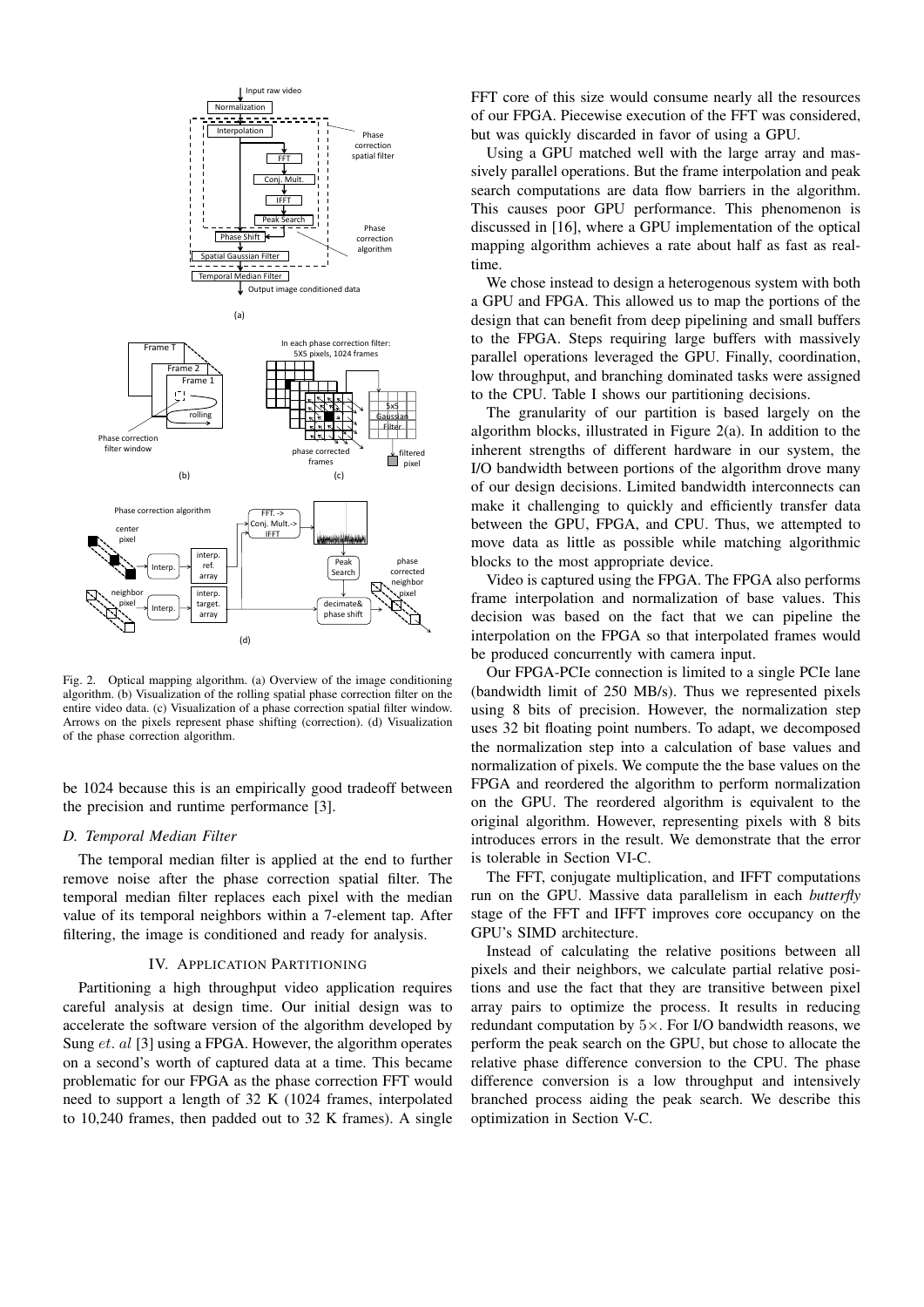Input raw video

Normalization

Interpolation

FFT

Conj. Mult.

IFFT

Peak Search

Phase Shift

Spatial Gaussian Filter

Temporal Median Filter

Output image conditioned data

Phase correction spatial filter

Phase correction algorithm

(a)

Frame T

Frame 2

Frame 1

rolling

Phase correction filter window

(b)

In each phase correction filter: 5X5 pixels, 1024 frames

5x5 Gaussian Filter

phase corrected frames

filtered pixel

(c)

Phase correction algorithm

center pixel

Interp.

interp. ref. array

FFT. -> Conj. Mult.-> IFFT

Peak Search

neighbor pixel

Interp.

interp. target. array

decimate& phase shift

phase corrected neighbor pixel

(d)

Fig. 2. Optical mapping algorithm. (a) Overview of the image conditioning algorithm. (b) Visualization of the rolling spatial phase correction filter on the entire video data. (c) Visualization of a phase correction spatial filter window. Arrows on the pixels represent phase shifting (correction). (d) Visualization of the phase correction algorithm.

be 1024 because this is an empirically good tradeoff between the precision and runtime performance [3].

### D. Temporal Median Filter

The temporal median filter is applied at the end to further remove noise after the phase correction spatial filter. The temporal median filter replaces each pixel with the median value of its temporal neighbors within a 7-element tap. After filtering, the image is conditioned and ready for analysis.

## IV. Application Partitioning

Partitioning a high throughput video application requires careful analysis at design time. Our initial design was to accelerate the software version of the algorithm developed by Sung *et. al* [3] using a FPGA. However, the algorithm operates on a second's worth of captured data at a time. This became problematic for our FPGA as the phase correction FFT would need to support a length of 32 K (1024 frames, interpolated to 10,240 frames, then padded out to 32 K frames). A single FFT core of this size would consume nearly all the resources of our FPGA. Piecewise execution of the FFT was considered, but was quickly discarded in favor of using a GPU.

Using a GPU matched well with the large array and massively parallel operations. But the frame interpolation and peak search computations are data flow barriers in the algorithm. This causes poor GPU performance. This phenomenon is discussed in [16], where a GPU implementation of the optical mapping algorithm achieves a rate about half as fast as real-time.

We chose instead to design a heterogenous system with both a GPU and FPGA. This allowed us to map the portions of the design that can benefit from deep pipelining and small buffers to the FPGA. Steps requiring large buffers with massively parallel operations leveraged the GPU. Finally, coordination, low throughput, and branching dominated tasks were assigned to the CPU. Table I shows our partitioning decisions.

The granularity of our partition is based largely on the algorithm blocks, illustrated in Figure 2(a). In addition to the inherent strengths of different hardware in our system, the I/O bandwidth between portions of the algorithm drove many of our design decisions. Limited bandwidth interconnects can make it challenging to quickly and efficiently transfer data between the GPU, FPGA, and CPU. Thus, we attempted to move data as little as possible while matching algorithmic blocks to the most appropriate device.

Video is captured using the FPGA. The FPGA also performs frame interpolation and normalization of base values. This decision was based on the fact that we can pipeline the interpolation on the FPGA so that interpolated frames would be produced concurrently with camera input.

Our FPGA-PCIe connection is limited to a single PCIe lane (bandwidth limit of 250 MB/s). Thus we represented pixels using 8 bits of precision. However, the normalization step uses 32 bit floating point numbers. To adapt, we decomposed the normalization step into a calculation of base values and normalization of pixels. We compute the the base values on the FPGA and reordered the algorithm to perform normalization on the GPU. The reordered algorithm is equivalent to the original algorithm. However, representing pixels with 8 bits introduces errors in the result. We demonstrate that the error is tolerable in Section VI-C.

The FFT, conjugate multiplication, and IFFT computations run on the GPU. Massive data parallelism in each *butterfly* stage of the FFT and IFFT improves core occupancy on the GPU's SIMD architecture.

Instead of calculating the relative positions between all pixels and their neighbors, we calculate partial relative positions and use the fact that they are transitive between pixel array pairs to optimize the process. It results in reducing redundant computation by $5\times$. For I/O bandwidth reasons, we perform the peak search on the GPU, but chose to allocate the relative phase difference conversion to the CPU. The phase difference conversion is a low throughput and intensively branched process aiding the peak search. We describe this optimization in Section V-C.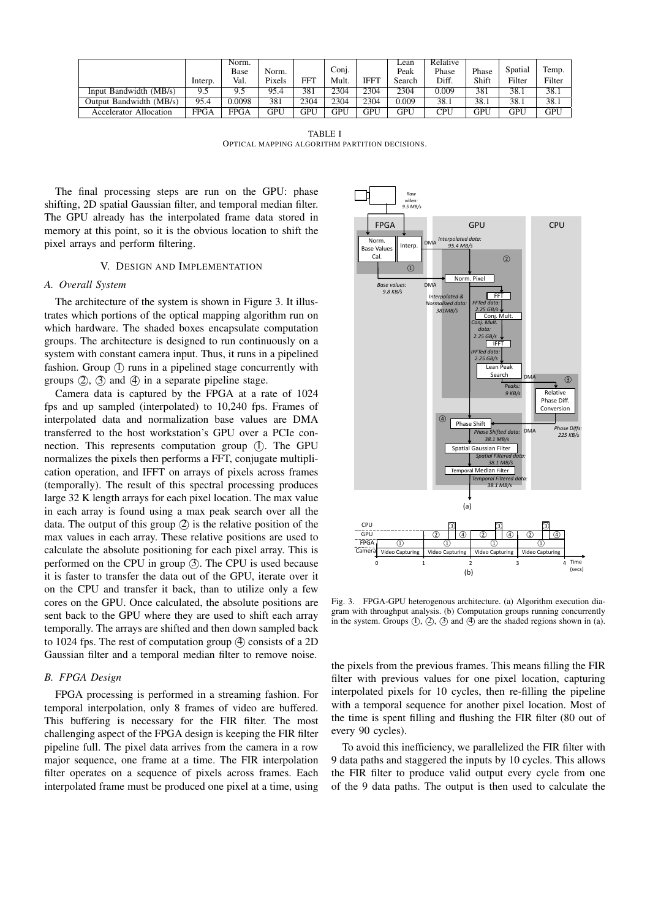|  | Interp. | Norm. Base Val. | Norm. Pixels | FFT | Conj. Mult. | IFFT | Lean Peak Search | Relative Phase Diff. | Phase Shift | Spatial Filter | Temp. Filter |
|---|---|---|---|---|---|---|---|---|---|---|---|
| Input Bandwidth (MB/s) | 9.5 | 9.5 | 95.4 | 381 | 2304 | 2304 | 2304 | 0.009 | 381 | 38.1 | 38.1 |
| Output Bandwidth (MB/s) | 95.4 | 0.0098 | 381 | 2304 | 2304 | 2304 | 0.009 | 38.1 | 38.1 | 38.1 | 38.1 |
| Accelerator Allocation | FPGA | FPGA | GPU | GPU | GPU | GPU | GPU | CPU | GPU | GPU | GPU |

TABLE I
OPTICAL MAPPING ALGORITHM PARTITION DECISIONS.

The final processing steps are run on the GPU: phase shifting, 2D spatial Gaussian filter, and temporal median filter. The GPU already has the interpolated frame data stored in memory at this point, so it is the obvious location to shift the pixel arrays and perform filtering.

## V. Design and Implementation

### A. Overall System

The architecture of the system is shown in Figure 3. It illustrates which portions of the optical mapping algorithm run on which hardware. The shaded boxes encapsulate computation groups. The architecture is designed to run continuously on a system with constant camera input. Thus, it runs in a pipelined fashion. Group ① runs in a pipelined stage concurrently with groups ②, ③ and ④ in a separate pipeline stage.

Camera data is captured by the FPGA at a rate of 1024 fps and up sampled (interpolated) to 10,240 fps. Frames of interpolated data and normalization base values are DMA transferred to the host workstation's GPU over a PCIe connection. This represents computation group ①. The GPU normalizes the pixels then performs a FFT, conjugate multiplication operation, and IFFT on arrays of pixels across frames (temporally). The result of this spectral processing produces large 32 K length arrays for each pixel location. The max value in each array is found using a max peak search over all the data. The output of this group ② is the relative position of the max values in each array. These relative positions are used to calculate the absolute positioning for each pixel array. This is performed on the CPU in group ③. The CPU is used because it is faster to transfer the data out of the GPU, iterate over it on the CPU and transfer it back, than to utilize only a few cores on the GPU. Once calculated, the absolute positions are sent back to the GPU where they are used to shift each array temporally. The arrays are shifted and then down sampled back to 1024 fps. The rest of computation group ④ consists of a 2D Gaussian filter and a temporal median filter to remove noise.

### B. FPGA Design

FPGA processing is performed in a streaming fashion. For temporal interpolation, only 8 frames of video are buffered. This buffering is necessary for the FIR filter. The most challenging aspect of the FPGA design is keeping the FIR filter pipeline full. The pixel data arrives from the camera in a row major sequence, one frame at a time. The FIR interpolation filter operates on a sequence of pixels across frames. Each interpolated frame must be produced one pixel at a time, using the pixels from the previous frames. This means filling the FIR filter with previous values for one pixel location, capturing interpolated pixels for 10 cycles, then re-filling the pipeline with a temporal sequence for another pixel location. Most of the time is spent filling and flushing the FIR filter (80 out of every 90 cycles).

Fig. 3. FPGA-GPU heterogenous architecture. (a) Algorithm execution diagram with throughput analysis. (b) Computation groups running concurrently in the system. Groups ①, ②, ③ and ④ are the shaded regions shown in (a).

To avoid this inefficiency, we parallelized the FIR filter with 9 data paths and staggered the inputs by 10 cycles. This allows the FIR filter to produce valid output every cycle from one of the 9 data paths. The output is then used to calculate the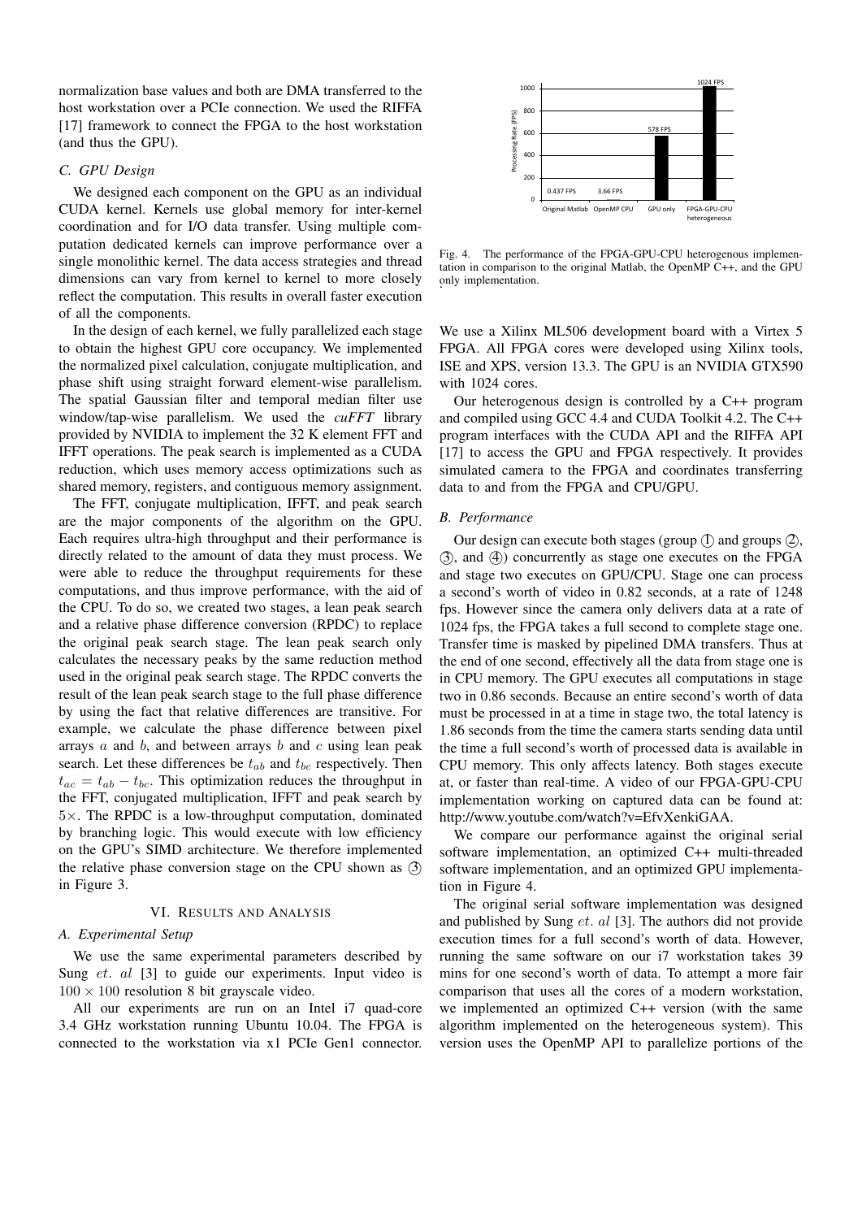normalization base values and both are DMA transferred to the host workstation over a PCIe connection. We used the RIFFA [17] framework to connect the FPGA to the host workstation (and thus the GPU).

### C. GPU Design

We designed each component on the GPU as an individual CUDA kernel. Kernels use global memory for inter-kernel coordination and for I/O data transfer. Using multiple computation dedicated kernels can improve performance over a single monolithic kernel. The data access strategies and thread dimensions can vary from kernel to kernel to more closely reflect the computation. This results in overall faster execution of all the components.

In the design of each kernel, we fully parallelized each stage to obtain the highest GPU core occupancy. We implemented the normalized pixel calculation, conjugate multiplication, and phase shift using straight forward element-wise parallelism. The spatial Gaussian filter and temporal median filter use window/tap-wise parallelism. We used the *cuFFT* library provided by NVIDIA to implement the 32 K element FFT and IFFT operations. The peak search is implemented as a CUDA reduction, which uses memory access optimizations such as shared memory, registers, and contiguous memory assignment.

The FFT, conjugate multiplication, IFFT, and peak search are the major components of the algorithm on the GPU. Each requires ultra-high throughput and their performance is directly related to the amount of data they must process. We were able to reduce the throughput requirements for these computations, and thus improve performance, with the aid of the CPU. To do so, we created two stages, a lean peak search and a relative phase difference conversion (RPDC) to replace the original peak search stage. The lean peak search only calculates the necessary peaks by the same reduction method used in the original peak search stage. The RPDC converts the result of the lean peak search stage to the full phase difference by using the fact that relative differences are transitive. For example, we calculate the phase difference between pixel arrays $a$ and $b$, and between arrays $b$ and $c$ using lean peak search. Let these differences be $t_{ab}$ and $t_{bc}$ respectively. Then $t_{ac} = t_{ab} - t_{bc}$. This optimization reduces the throughput in the FFT, conjugated multiplication, IFFT and peak search by $5\times$. The RPDC is a low-throughput computation, dominated by branching logic. This would execute with low efficiency on the GPU's SIMD architecture. We therefore implemented the relative phase conversion stage on the CPU shown as ③ in Figure 3.

## VI. Results and Analysis

### A. Experimental Setup

We use the same experimental parameters described by Sung *et. al* [3] to guide our experiments. Input video is $100 \times 100$ resolution 8 bit grayscale video.

All our experiments are run on an Intel i7 quad-core 3.4 GHz workstation running Ubuntu 10.04. The FPGA is connected to the workstation via x1 PCIe Gen1 connector.

Processing Rate (FPS)
1000
800
600
400
200
0
0.437 FPS
3.66 FPS
578 FPS
1024 FPS
Original Matlab
OpenMP CPU
GPU only
FPGA-GPU-CPU heterogeneous

Fig. 4. The performance of the FPGA-GPU-CPU heterogenous implementation in comparison to the original Matlab, the OpenMP C++, and the GPU only implementation.

We use a Xilinx ML506 development board with a Virtex 5 FPGA. All FPGA cores were developed using Xilinx tools, ISE and XPS, version 13.3. The GPU is an NVIDIA GTX590 with 1024 cores.

Our heterogenous design is controlled by a C++ program and compiled using GCC 4.4 and CUDA Toolkit 4.2. The C++ program interfaces with the CUDA API and the RIFFA API [17] to access the GPU and FPGA respectively. It provides simulated camera to the FPGA and coordinates transferring data to and from the FPGA and CPU/GPU.

### B. Performance

Our design can execute both stages (group ① and groups ②, ③, and ④) concurrently as stage one executes on the FPGA and stage two executes on GPU/CPU. Stage one can process a second's worth of video in 0.82 seconds, at a rate of 1248 fps. However since the camera only delivers data at a rate of 1024 fps, the FPGA takes a full second to complete stage one. Transfer time is masked by pipelined DMA transfers. Thus at the end of one second, effectively all the data from stage one is in CPU memory. The GPU executes all computations in stage two in 0.86 seconds. Because an entire second's worth of data must be processed in at a time in stage two, the total latency is 1.86 seconds from the time the camera starts sending data until the time a full second's worth of processed data is available in CPU memory. This only affects latency. Both stages execute at, or faster than real-time. A video of our FPGA-GPU-CPU implementation working on captured data can be found at: http://www.youtube.com/watch?v=EfvXenkiGAA.

We compare our performance against the original serial software implementation, an optimized C++ multi-threaded software implementation, and an optimized GPU implementation in Figure 4.

The original serial software implementation was designed and published by Sung *et. al* [3]. The authors did not provide execution times for a full second's worth of data. However, running the same software on our i7 workstation takes 39 mins for one second's worth of data. To attempt a more fair comparison that uses all the cores of a modern workstation, we implemented an optimized C++ version (with the same algorithm implemented on the heterogeneous system). This version uses the OpenMP API to parallelize portions of the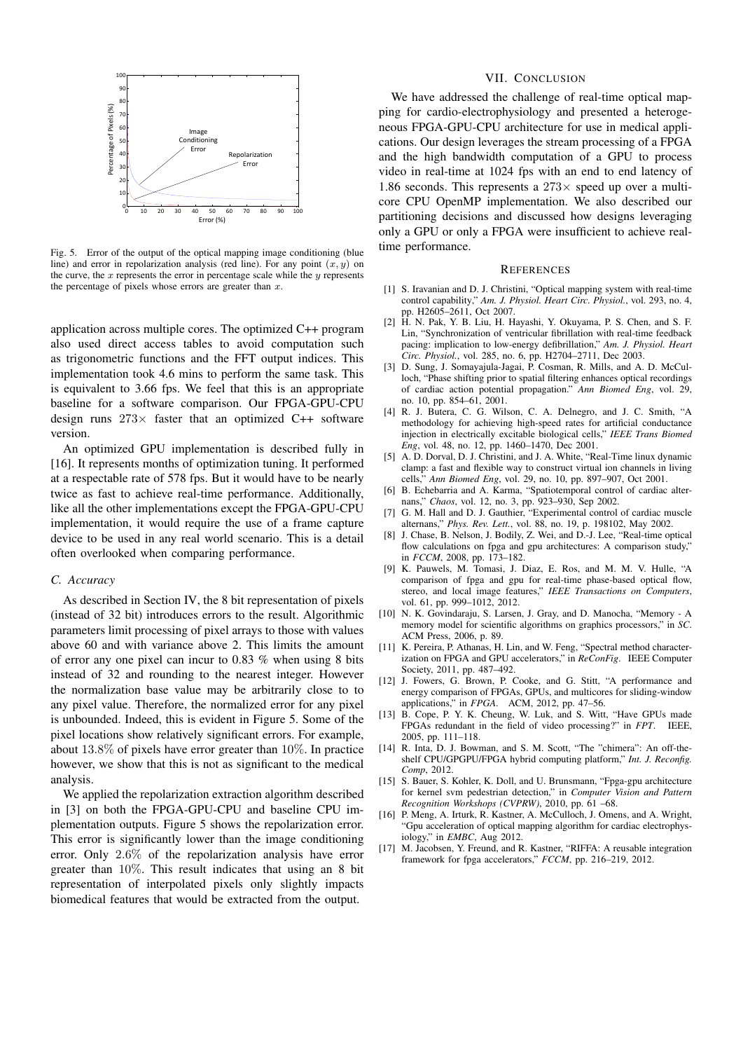100
90
80
70
60
50
40
30
20
10
0
0 10 20 30 40 50 60 70 80 90 100
Error (%)
Percentage of Pixels (%)
Image Conditioning Error
Repolarization Error

Fig. 5. Error of the output of the optical mapping image conditioning (blue line) and error in repolarization analysis (red line). For any point $(x, y)$ on the curve, the $x$ represents the error in percentage scale while the $y$ represents the percentage of pixels whose errors are greater than $x$.

application across multiple cores. The optimized C++ program also used direct access tables to avoid computation such as trigonometric functions and the FFT output indices. This implementation took 4.6 mins to perform the same task. This is equivalent to 3.66 fps. We feel that this is an appropriate baseline for a software comparison. Our FPGA-GPU-CPU design runs $273\times$ faster that an optimized C++ software version.

An optimized GPU implementation is described fully in [16]. It represents months of optimization tuning. It performed at a respectable rate of 578 fps. But it would have to be nearly twice as fast to achieve real-time performance. Additionally, like all the other implementations except the FPGA-GPU-CPU implementation, it would require the use of a frame capture device to be used in any real world scenario. This is a detail often overlooked when comparing performance.

### C. Accuracy

As described in Section IV, the 8 bit representation of pixels (instead of 32 bit) introduces errors to the result. Algorithmic parameters limit processing of pixel arrays to those with values above 60 and with variance above 2. This limits the amount of error any one pixel can incur to 0.83 % when using 8 bits instead of 32 and rounding to the nearest integer. However the normalization base value may be arbitrarily close to to any pixel value. Therefore, the normalized error for any pixel is unbounded. Indeed, this is evident in Figure 5. Some of the pixel locations show relatively significant errors. For example, about $13.8\%$ of pixels have error greater than $10\%$. In practice however, we show that this is not as significant to the medical analysis.

We applied the repolarization extraction algorithm described in [3] on both the FPGA-GPU-CPU and baseline CPU implementation outputs. Figure 5 shows the repolarization error. This error is significantly lower than the image conditioning error. Only $2.6\%$ of the repolarization analysis have error greater than $10\%$. This result indicates that using an 8 bit representation of interpolated pixels only slightly impacts biomedical features that would be extracted from the output.

## VII. Conclusion

We have addressed the challenge of real-time optical mapping for cardio-electrophysiology and presented a heterogeneous FPGA-GPU-CPU architecture for use in medical applications. Our design leverages the stream processing of a FPGA and the high bandwidth computation of a GPU to process video in real-time at 1024 fps with an end to end latency of 1.86 seconds. This represents a $273\times$ speed up over a multicore CPU OpenMP implementation. We also described our partitioning decisions and discussed how designs leveraging only a GPU or only a FPGA were insufficient to achieve real-time performance.

## References

[1] S. Iravanian and D. J. Christini, "Optical mapping system with real-time control capability," *Am. J. Physiol. Heart Circ. Physiol.*, vol. 293, no. 4, pp. H2605–2611, Oct 2007.

[2] H. N. Pak, Y. B. Liu, H. Hayashi, Y. Okuyama, P. S. Chen, and S. F. Lin, "Synchronization of ventricular fibrillation with real-time feedback pacing: implication to low-energy defibrillation," *Am. J. Physiol. Heart Circ. Physiol.*, vol. 285, no. 6, pp. H2704–2711, Dec 2003.

[3] D. Sung, J. Somayajula-Jagai, P. Cosman, R. Mills, and A. D. McCulloch, "Phase shifting prior to spatial filtering enhances optical recordings of cardiac action potential propagation." *Ann Biomed Eng*, vol. 29, no. 10, pp. 854–61, 2001.

[4] R. J. Butera, C. G. Wilson, C. A. Delnegro, and J. C. Smith, "A methodology for achieving high-speed rates for artificial conductance injection in electrically excitable biological cells," *IEEE Trans Biomed Eng*, vol. 48, no. 12, pp. 1460–1470, Dec 2001.

[5] A. D. Dorval, D. J. Christini, and J. A. White, "Real-Time linux dynamic clamp: a fast and flexible way to construct virtual ion channels in living cells," *Ann Biomed Eng*, vol. 29, no. 10, pp. 897–907, Oct 2001.

[6] B. Echebarria and A. Karma, "Spatiotemporal control of cardiac alternans," *Chaos*, vol. 12, no. 3, pp. 923–930, Sep 2002.

[7] G. M. Hall and D. J. Gauthier, "Experimental control of cardiac muscle alternans," *Phys. Rev. Lett.*, vol. 88, no. 19, p. 198102, May 2002.

[8] J. Chase, B. Nelson, J. Bodily, Z. Wei, and D.-J. Lee, "Real-time optical flow calculations on fpga and gpu architectures: A comparison study," in *FCCM*, 2008, pp. 173–182.

[9] K. Pauwels, M. Tomasi, J. Diaz, E. Ros, and M. M. V. Hulle, "A comparison of fpga and gpu for real-time phase-based optical flow, stereo, and local image features," *IEEE Transactions on Computers*, vol. 61, pp. 999–1012, 2012.

[10] N. K. Govindaraju, S. Larsen, J. Gray, and D. Manocha, "Memory - A memory model for scientific algorithms on graphics processors," in *SC*. ACM Press, 2006, p. 89.

[11] K. Pereira, P. Athanas, H. Lin, and W. Feng, "Spectral method characterization on FPGA and GPU accelerators," in *ReConFig*. IEEE Computer Society, 2011, pp. 487–492.

[12] J. Fowers, G. Brown, P. Cooke, and G. Stitt, "A performance and energy comparison of FPGAs, GPUs, and multicores for sliding-window applications," in *FPGA*. ACM, 2012, pp. 47–56.

[13] B. Cope, P. Y. K. Cheung, W. Luk, and S. Witt, "Have GPUs made FPGAs redundant in the field of video processing?" in *FPT*. IEEE, 2005, pp. 111–118.

[14] R. Inta, D. J. Bowman, and S. M. Scott, "The "chimera": An off-the-shelf CPU/GPGPU/FPGA hybrid computing platform," *Int. J. Reconfig. Comp*, 2012.

[15] S. Bauer, S. Kohler, K. Doll, and U. Brunsmann, "Fpga-gpu architecture for kernel svm pedestrian detection," in *Computer Vision and Pattern Recognition Workshops (CVPRW)*, 2010, pp. 61 –68.

[16] P. Meng, A. Irturk, R. Kastner, A. McCulloch, J. Omens, and A. Wright, "Gpu acceleration of optical mapping algorithm for cardiac electrophysiology," in *EMBC*, Aug 2012.

[17] M. Jacobsen, Y. Freund, and R. Kastner, "RIFFA: A reusable integration framework for fpga accelerators," *FCCM*, pp. 216–219, 2012.